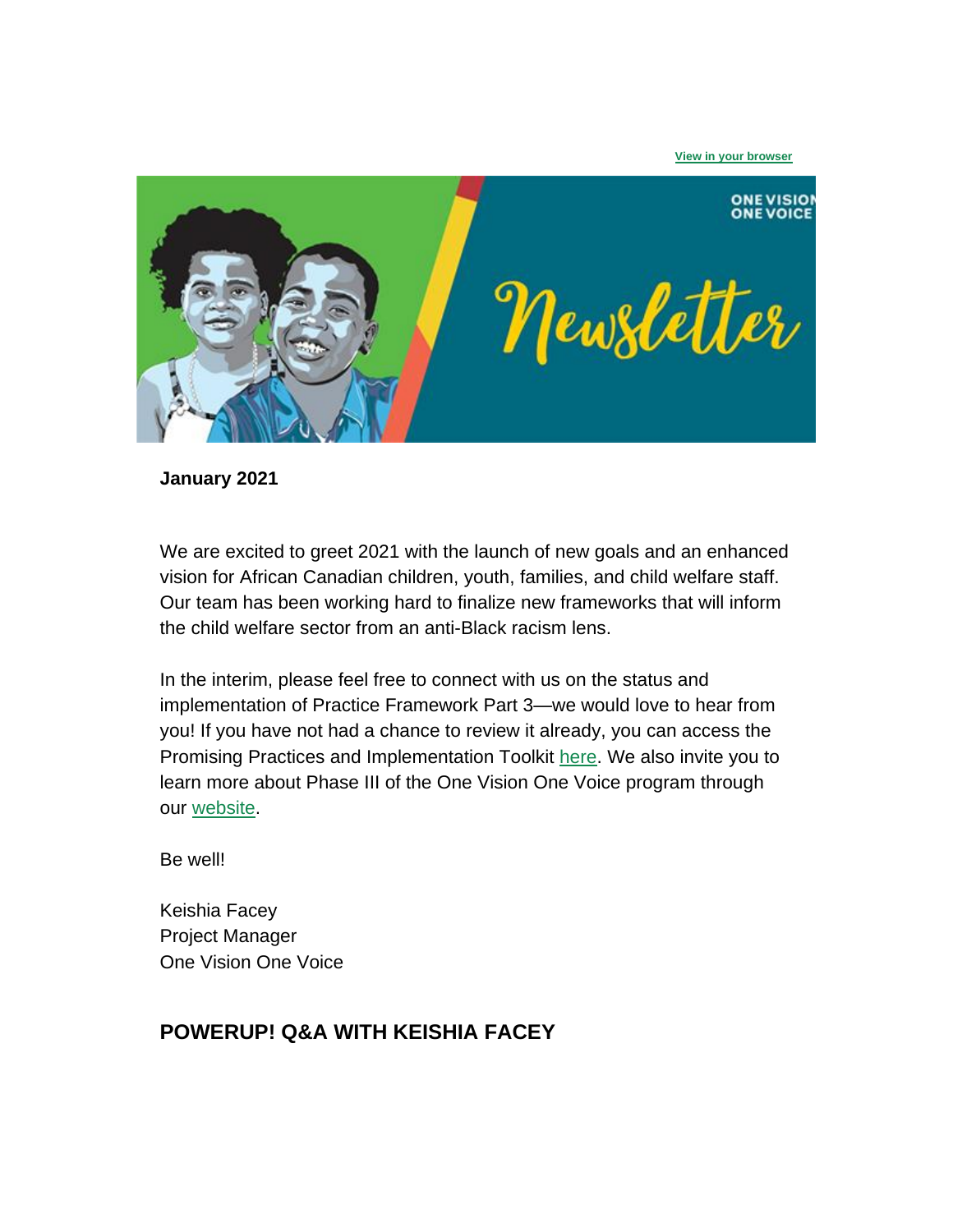View in your browser

ONE VISION ONE VOICE

Newsletter

**January 2021**

We are excited to greet 2021 with the launch of new goals and an enhanced vision for African Canadian children, youth, families, and child welfare staff. Our team has been working hard to finalize new frameworks that will inform the child welfare sector from an anti-Black racism lens.

In the interim, please feel free to connect with us on the status and implementation of Practice Framework Part 3—we would love to hear from you! If you have not had a chance to review it already, you can access the Promising Practices and Implementation Toolkit here. We also invite you to learn more about Phase III of the One Vision One Voice program through our website.

Be well!

Keishia Facey
Project Manager
One Vision One Voice

## POWERUP! Q&A WITH KEISHIA FACEY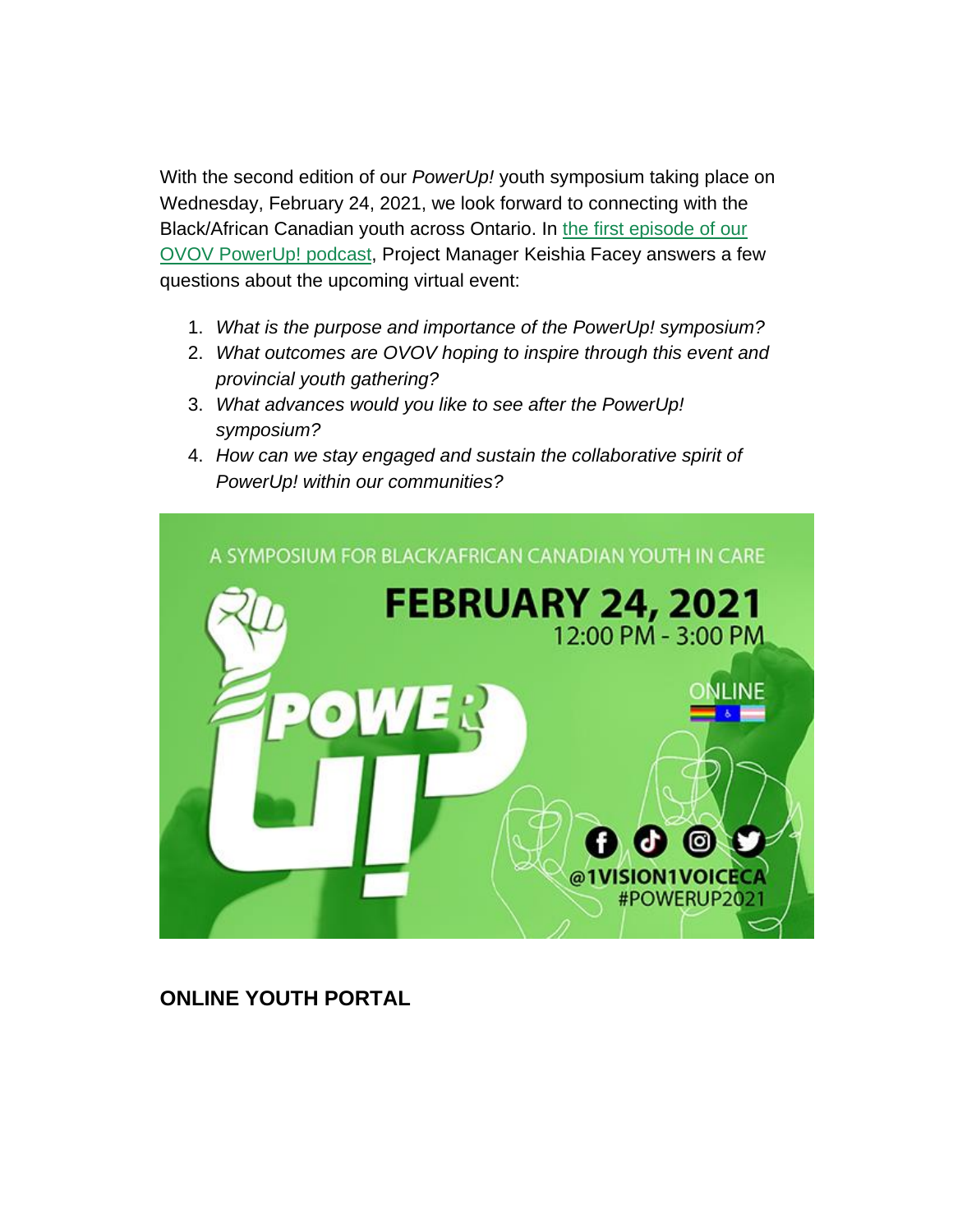With the second edition of our *PowerUp!* youth symposium taking place on Wednesday, February 24, 2021, we look forward to connecting with the Black/African Canadian youth across Ontario. In [the first episode of our OVOV PowerUp! podcast](), Project Manager Keishia Facey answers a few questions about the upcoming virtual event:

1. *What is the purpose and importance of the PowerUp! symposium?*
2. *What outcomes are OVOV hoping to inspire through this event and provincial youth gathering?*
3. *What advances would you like to see after the PowerUp! symposium?*
4. *How can we stay engaged and sustain the collaborative spirit of PowerUp! within our communities?*

A SYMPOSIUM FOR BLACK/AFRICAN CANADIAN YOUTH IN CARE

**FEBRUARY 24, 2021**
12:00 PM - 3:00 PM

POWER UP!

ONLINE

@1VISION1VOICECA
#POWERUP2021

## ONLINE YOUTH PORTAL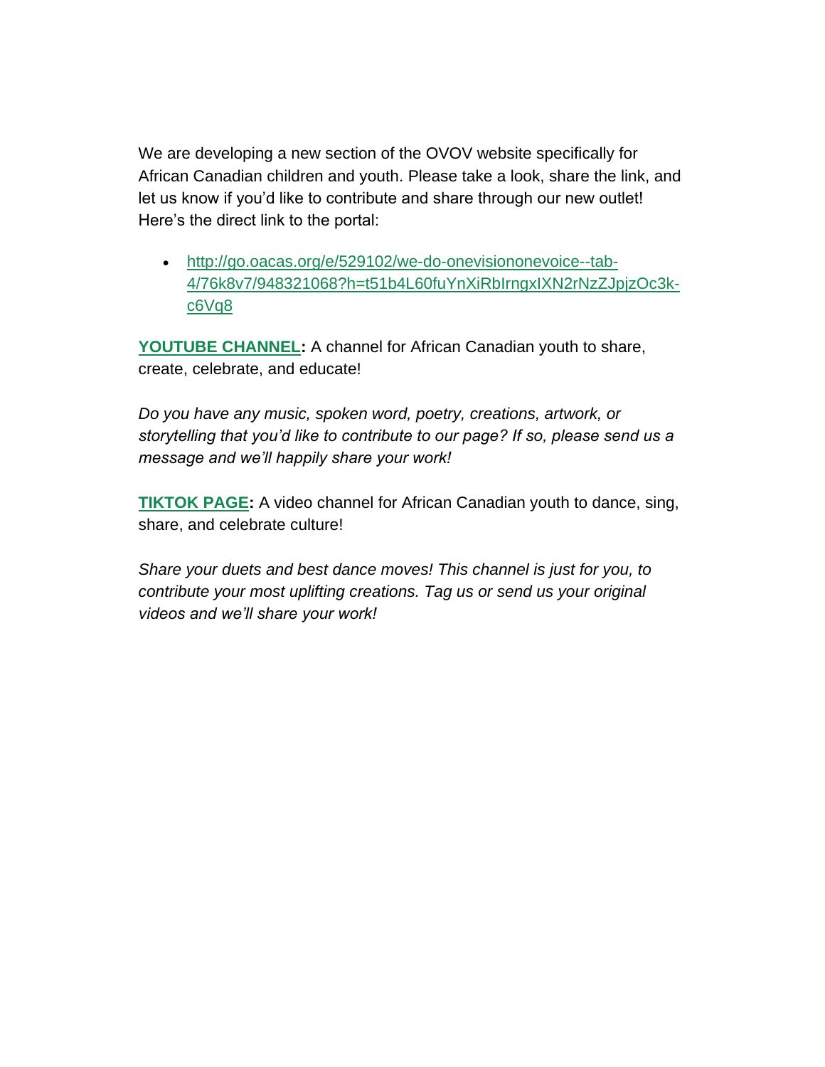We are developing a new section of the OVOV website specifically for African Canadian children and youth. Please take a look, share the link, and let us know if you'd like to contribute and share through our new outlet! Here's the direct link to the portal:

- http://go.oacas.org/e/529102/we-do-onevisiononevoice--tab-4/76k8v7/948321068?h=t51b4L60fuYnXiRbIrngxIXN2rNzZJpjzOc3k-c6Vq8

**YOUTUBE CHANNEL:** A channel for African Canadian youth to share, create, celebrate, and educate!

*Do you have any music, spoken word, poetry, creations, artwork, or storytelling that you'd like to contribute to our page? If so, please send us a message and we'll happily share your work!*

**TIKTOK PAGE:** A video channel for African Canadian youth to dance, sing, share, and celebrate culture!

*Share your duets and best dance moves! This channel is just for you, to contribute your most uplifting creations. Tag us or send us your original videos and we'll share your work!*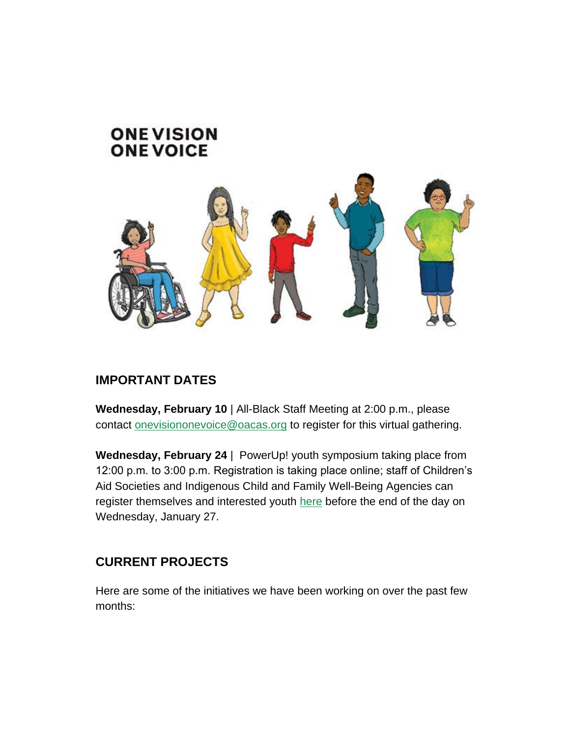ONE VISION
ONE VOICE

## IMPORTANT DATES

**Wednesday, February 10** | All-Black Staff Meeting at 2:00 p.m., please contact onevisiononevoice@oacas.org to register for this virtual gathering.

**Wednesday, February 24** | PowerUp! youth symposium taking place from 12:00 p.m. to 3:00 p.m. Registration is taking place online; staff of Children's Aid Societies and Indigenous Child and Family Well-Being Agencies can register themselves and interested youth here before the end of the day on Wednesday, January 27.

## CURRENT PROJECTS

Here are some of the initiatives we have been working on over the past few months: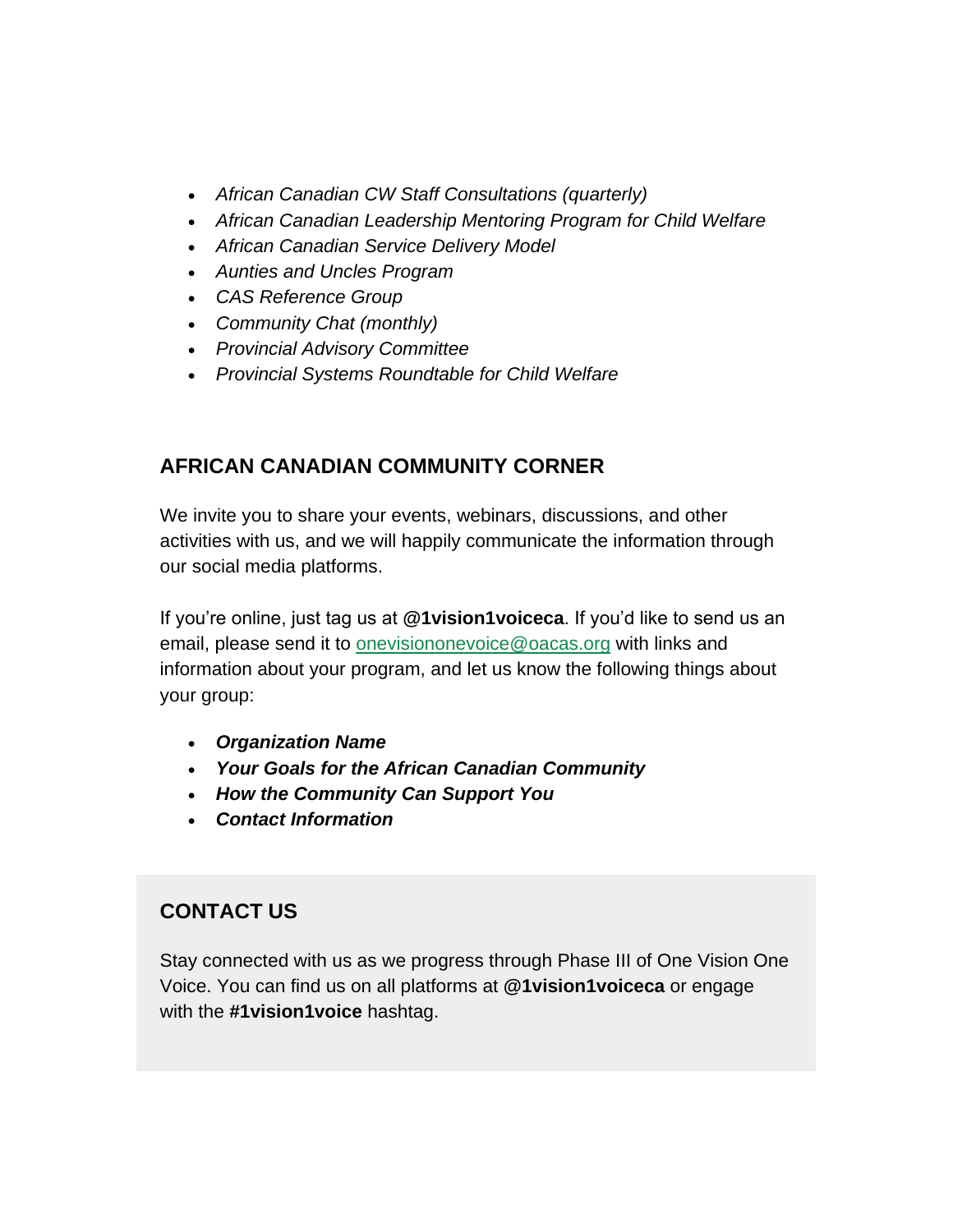- *African Canadian CW Staff Consultations (quarterly)*
- *African Canadian Leadership Mentoring Program for Child Welfare*
- *African Canadian Service Delivery Model*
- *Aunties and Uncles Program*
- *CAS Reference Group*
- *Community Chat (monthly)*
- *Provincial Advisory Committee*
- *Provincial Systems Roundtable for Child Welfare*

## AFRICAN CANADIAN COMMUNITY CORNER

We invite you to share your events, webinars, discussions, and other activities with us, and we will happily communicate the information through our social media platforms.

If you're online, just tag us at **@1vision1voiceca**. If you'd like to send us an email, please send it to [onevisiononevoice@oacas.org](mailto:onevisiononevoice@oacas.org) with links and information about your program, and let us know the following things about your group:

- ***Organization Name***
- ***Your Goals for the African Canadian Community***
- ***How the Community Can Support You***
- ***Contact Information***

## CONTACT US

Stay connected with us as we progress through Phase III of One Vision One Voice. You can find us on all platforms at **@1vision1voiceca** or engage with the **#1vision1voice** hashtag.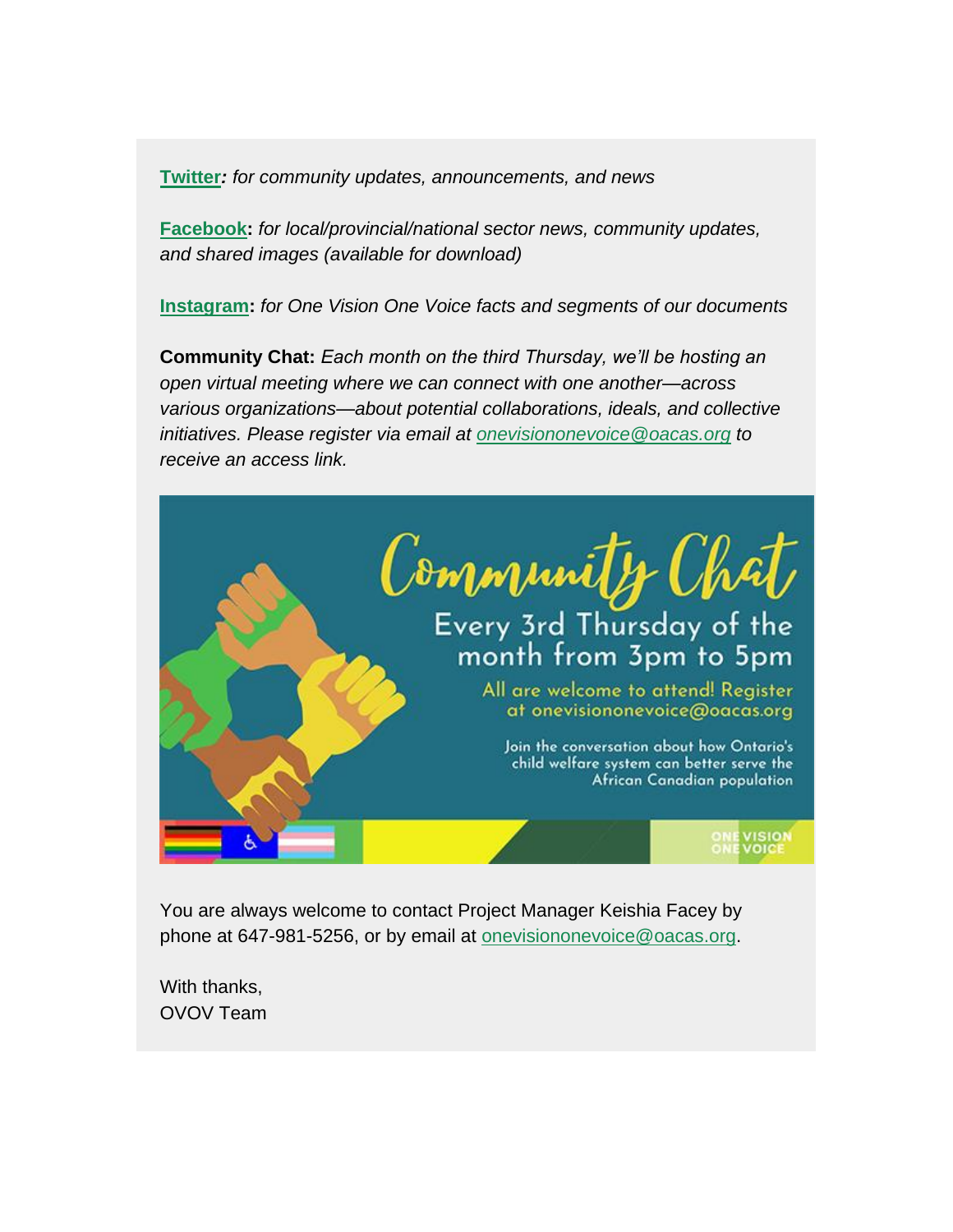**Twitter:** *for community updates, announcements, and news*

**Facebook:** *for local/provincial/national sector news, community updates, and shared images (available for download)*

**Instagram:** *for One Vision One Voice facts and segments of our documents*

**Community Chat:** *Each month on the third Thursday, we'll be hosting an open virtual meeting where we can connect with one another—across various organizations—about potential collaborations, ideals, and collective initiatives. Please register via email at onevisiononevoice@oacas.org to receive an access link.*

Community Chat

Every 3rd Thursday of the month from 3pm to 5pm

All are welcome to attend! Register at onevisiononevoice@oacas.org

Join the conversation about how Ontario's child welfare system can better serve the African Canadian population

ONE VISION ONE VOICE

You are always welcome to contact Project Manager Keishia Facey by phone at 647-981-5256, or by email at onevisiononevoice@oacas.org.

With thanks,
OVOV Team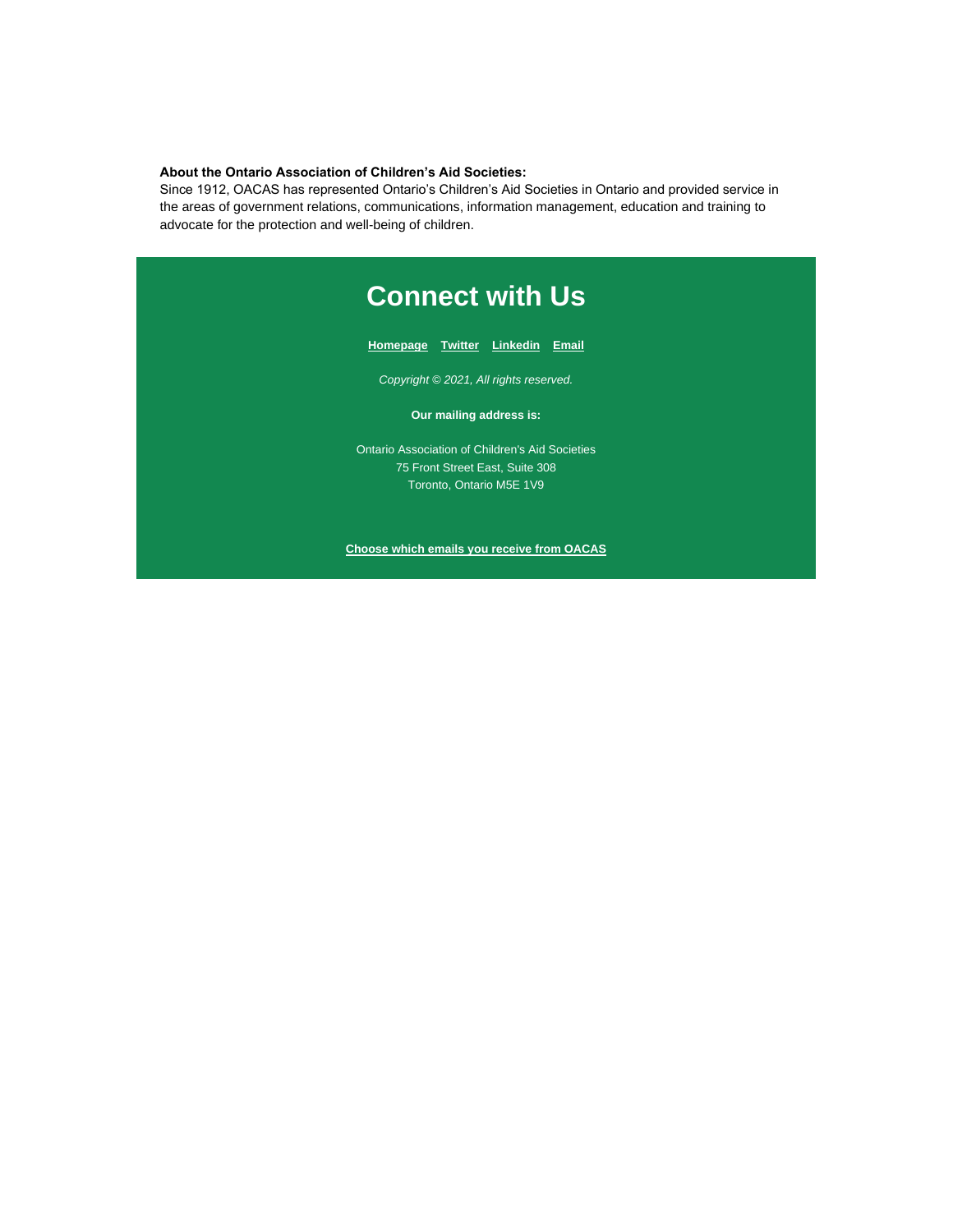**About the Ontario Association of Children's Aid Societies:**
Since 1912, OACAS has represented Ontario's Children's Aid Societies in Ontario and provided service in the areas of government relations, communications, information management, education and training to advocate for the protection and well-being of children.

# Connect with Us

**Homepage** **Twitter** **Linkedin** **Email**

*Copyright © 2021, All rights reserved.*

**Our mailing address is:**

Ontario Association of Children's Aid Societies
75 Front Street East, Suite 308
Toronto, Ontario M5E 1V9

**Choose which emails you receive from OACAS**